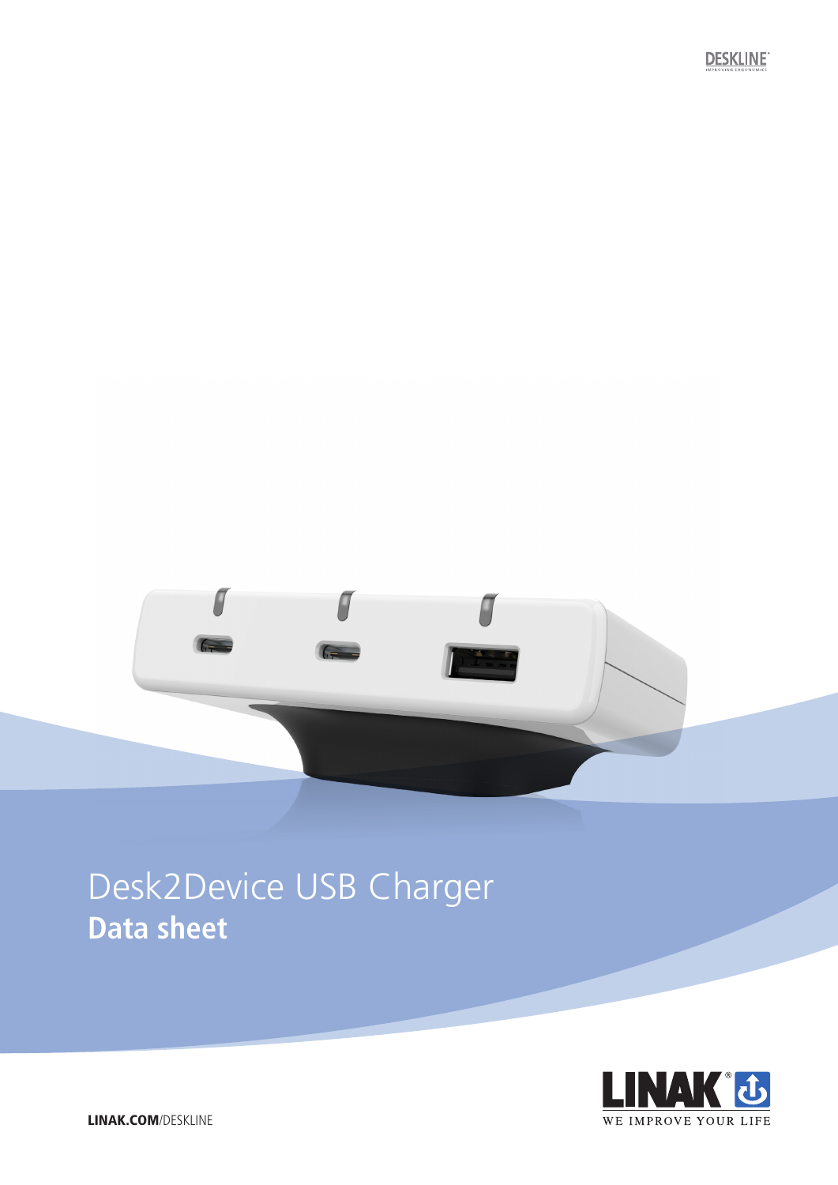DESKLINE
IMPROVING ERGONOMICS

# Desk2Device USB Charger

## Data sheet

LINAK®
WE IMPROVE YOUR LIFE

**LINAK.COM**/DESKLINE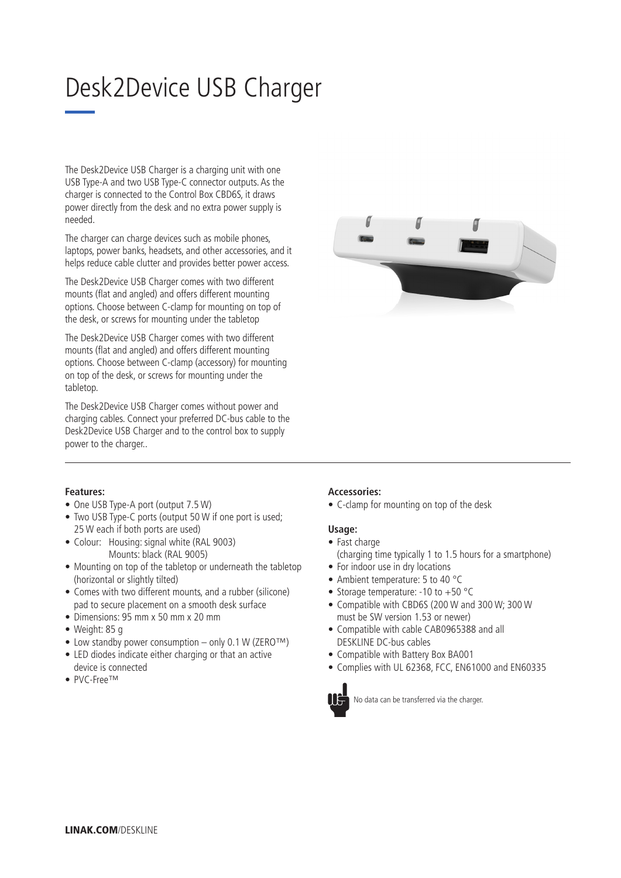# Desk2Device USB Charger

The Desk2Device USB Charger is a charging unit with one USB Type-A and two USB Type-C connector outputs. As the charger is connected to the Control Box CBD6S, it draws power directly from the desk and no extra power supply is needed.

The charger can charge devices such as mobile phones, laptops, power banks, headsets, and other accessories, and it helps reduce cable clutter and provides better power access.

The Desk2Device USB Charger comes with two different mounts (flat and angled) and offers different mounting options. Choose between C-clamp for mounting on top of the desk, or screws for mounting under the tabletop

The Desk2Device USB Charger comes with two different mounts (flat and angled) and offers different mounting options. Choose between C-clamp (accessory) for mounting on top of the desk, or screws for mounting under the tabletop.

The Desk2Device USB Charger comes without power and charging cables. Connect your preferred DC-bus cable to the Desk2Device USB Charger and to the control box to supply power to the charger..

**Features:**

- One USB Type-A port (output 7.5 W)
- Two USB Type-C ports (output 50 W if one port is used; 25 W each if both ports are used)
- Colour: Housing: signal white (RAL 9003)
  Mounts: black (RAL 9005)
- Mounting on top of the tabletop or underneath the tabletop (horizontal or slightly tilted)
- Comes with two different mounts, and a rubber (silicone) pad to secure placement on a smooth desk surface
- Dimensions: 95 mm x 50 mm x 20 mm
- Weight: 85 g
- Low standby power consumption – only 0.1 W (ZERO™)
- LED diodes indicate either charging or that an active device is connected
- PVC-Free™

**Accessories:**

- C-clamp for mounting on top of the desk

**Usage:**

- Fast charge
  (charging time typically 1 to 1.5 hours for a smartphone)
- For indoor use in dry locations
- Ambient temperature: 5 to 40 °C
- Storage temperature: -10 to +50 °C
- Compatible with CBD6S (200 W and 300 W; 300 W must be SW version 1.53 or newer)
- Compatible with cable CAB0965388 and all DESKLINE DC-bus cables
- Compatible with Battery Box BA001
- Complies with UL 62368, FCC, EN61000 and EN60335

No data can be transferred via the charger.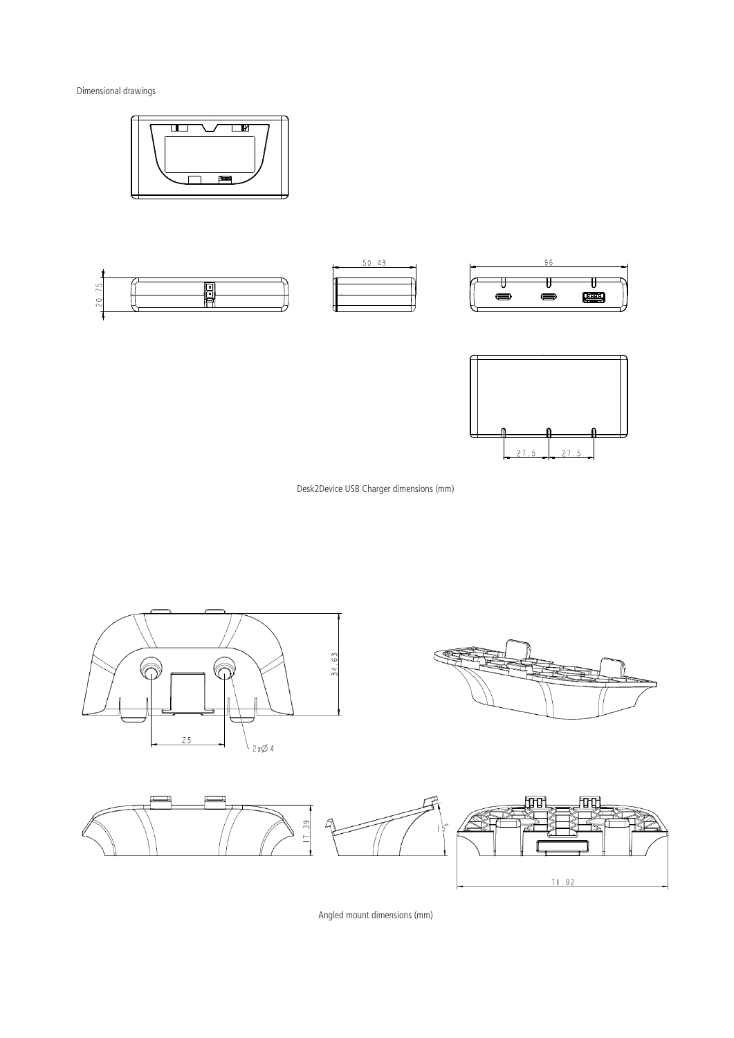Dimensional drawings

Desk2Device USB Charger dimensions (mm)

Angled mount dimensions (mm)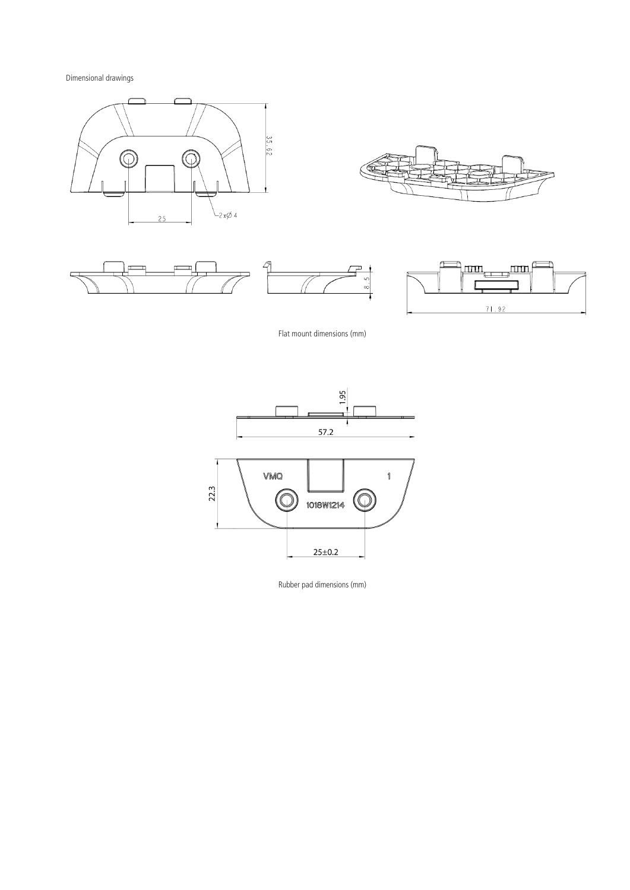Dimensional drawings

Flat mount dimensions (mm)

Rubber pad dimensions (mm)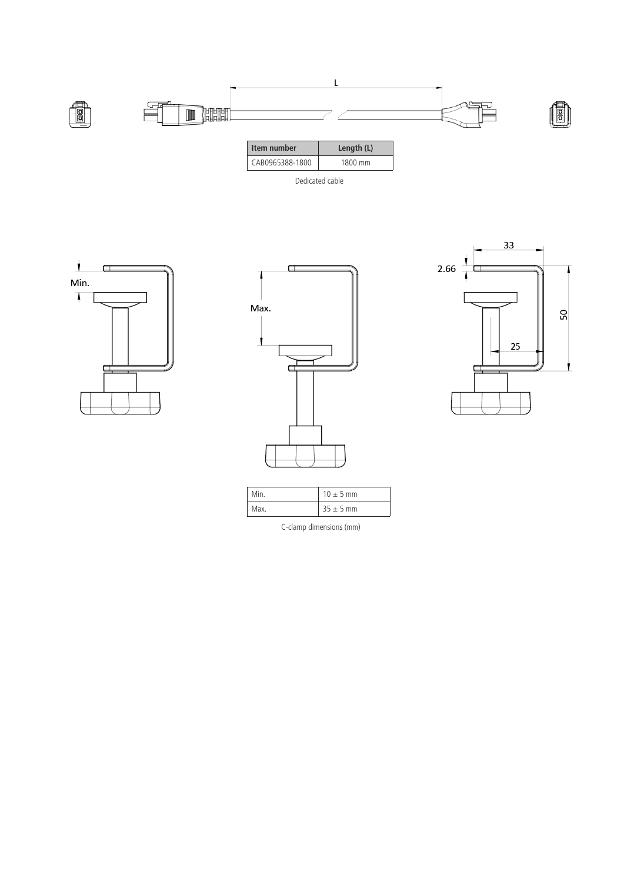| Item number | Length (L) |
|---|---|
| CAB0965388-1800 | 1800 mm |

Dedicated cable

| Min. | 10 ± 5 mm |
|---|---|
| Max. | 35 ± 5 mm |

C-clamp dimensions (mm)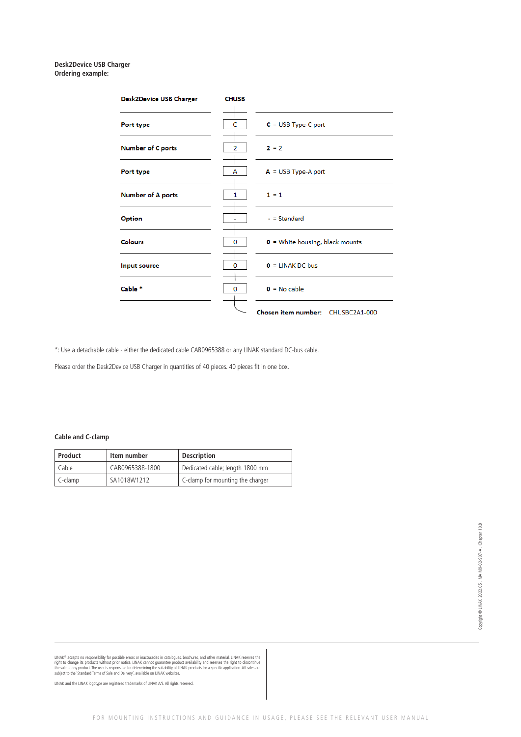**Desk2Device USB Charger**
**Ordering example:**

| Desk2Device USB Charger | CHUSB | |
|---|---|---|
| **Port type** | C | **C** = USB Type-C port |
| **Number of C ports** | 2 | **2** = 2 |
| **Port type** | A | **A** = USB Type-A port |
| **Number of A ports** | 1 | **1** = 1 |
| **Option** | - | **-** = Standard |
| **Colours** | 0 | **0** = White housing, black mounts |
| **Input source** | 0 | **0** = LINAK DC bus |
| **Cable** * | 0 | **0** = No cable |

**Chosen item number:** CHUSBC2A1-000

*: Use a detachable cable - either the dedicated cable CAB0965388 or any LINAK standard DC-bus cable.

Please order the Desk2Device USB Charger in quantities of 40 pieces. 40 pieces fit in one box.

**Cable and C-clamp**

| Product | Item number | Description |
|---|---|---|
| Cable | CAB0965388-1800 | Dedicated cable; length 1800 mm |
| C-clamp | SA1018W1212 | C-clamp for mounting the charger |

Copyright © LINAK 2022.05 . MA-M9-02-907-A . Chapter 10.8

LINAK® accepts no responsibility for possible errors or inaccuracies in catalogues, brochures, and other material. LINAK reserves the right to change its products without prior notice. LINAK cannot guarantee product availability and reserves the right to discontinue the sale of any product. The user is responsible for determining the suitability of LINAK products for a specific application. All sales are subject to the 'Standard Terms of Sale and Delivery', available on LINAK websites.

LINAK and the LINAK logotype are registered trademarks of LINAK A/S. All rights reserved.

FOR MOUNTING INSTRUCTIONS AND GUIDANCE IN USAGE, PLEASE SEE THE RELEVANT USER MANUAL